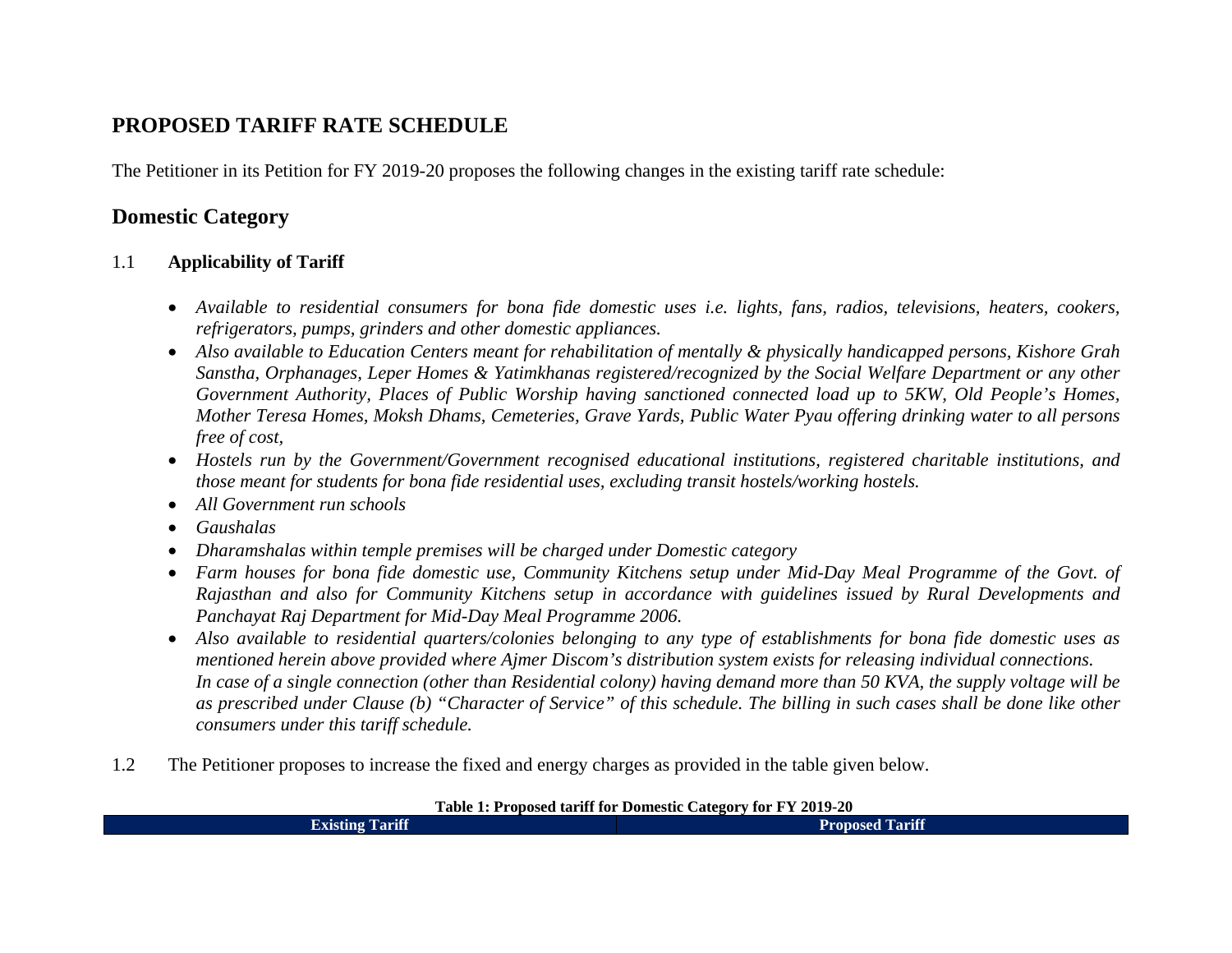## PROPOSED TARIFF RATE SCHEDULE

The Petitioner in its Petition for FY 2019-20 proposes the following changes in the existing tariff rate schedule:

## Domestic Category

1.1 **Applicability of Tariff**

- *Available to residential consumers for bona fide domestic uses i.e. lights, fans, radios, televisions, heaters, cookers, refrigerators, pumps, grinders and other domestic appliances.*
- *Also available to Education Centers meant for rehabilitation of mentally & physically handicapped persons, Kishore Grah Sanstha, Orphanages, Leper Homes & Yatimkhanas registered/recognized by the Social Welfare Department or any other Government Authority, Places of Public Worship having sanctioned connected load up to 5KW, Old People's Homes, Mother Teresa Homes, Moksh Dhams, Cemeteries, Grave Yards, Public Water Pyau offering drinking water to all persons free of cost,*
- *Hostels run by the Government/Government recognised educational institutions, registered charitable institutions, and those meant for students for bona fide residential uses, excluding transit hostels/working hostels.*
- *All Government run schools*
- *Gaushalas*
- *Dharamshalas within temple premises will be charged under Domestic category*
- *Farm houses for bona fide domestic use, Community Kitchens setup under Mid-Day Meal Programme of the Govt. of Rajasthan and also for Community Kitchens setup in accordance with guidelines issued by Rural Developments and Panchayat Raj Department for Mid-Day Meal Programme 2006.*
- *Also available to residential quarters/colonies belonging to any type of establishments for bona fide domestic uses as mentioned herein above provided where Ajmer Discom's distribution system exists for releasing individual connections.*
  *In case of a single connection (other than Residential colony) having demand more than 50 KVA, the supply voltage will be as prescribed under Clause (b) "Character of Service" of this schedule. The billing in such cases shall be done like other consumers under this tariff schedule.*

1.2 The Petitioner proposes to increase the fixed and energy charges as provided in the table given below.

**Table 1: Proposed tariff for Domestic Category for FY 2019-20**

| Existing Tariff | Proposed Tariff |
|---|---|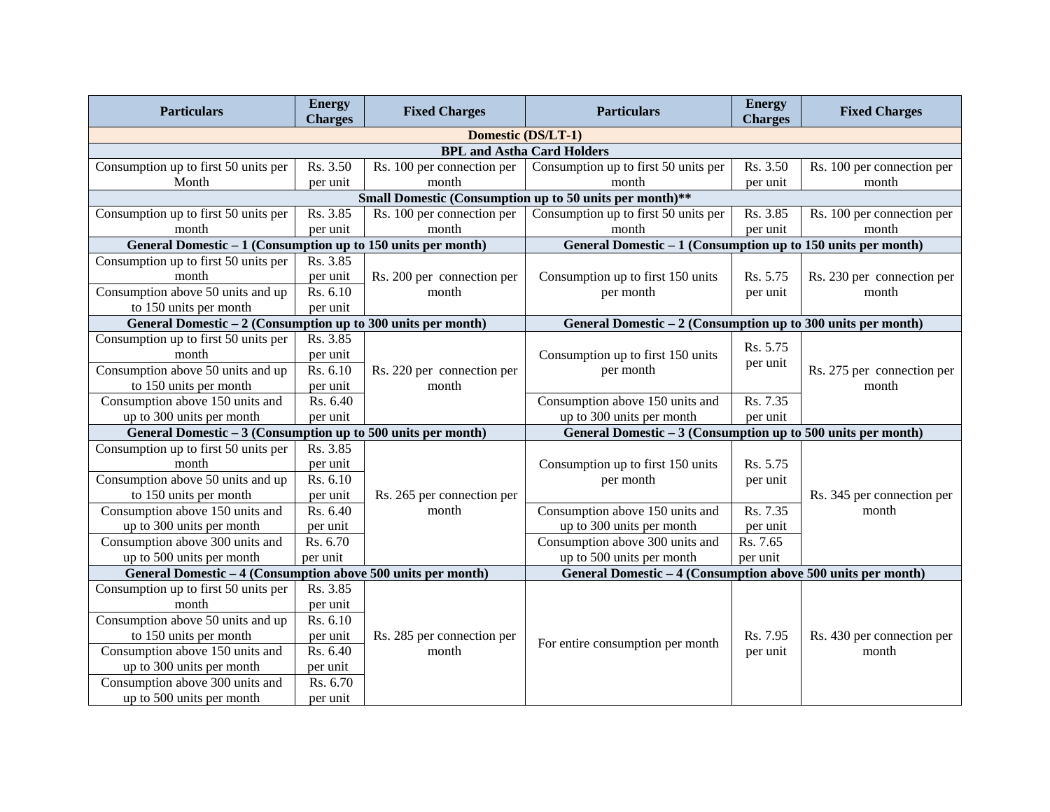| Particulars | Energy Charges | Fixed Charges | Particulars | Energy Charges | Fixed Charges |
|---|---|---|---|---|---|
| **Domestic (DS/LT-1)** | | | | | |
| **BPL and Astha Card Holders** | | | | | |
| Consumption up to first 50 units per Month | Rs. 3.50 per unit | Rs. 100 per connection per month | Consumption up to first 50 units per month | Rs. 3.50 per unit | Rs. 100 per connection per month |
| **Small Domestic (Consumption up to 50 units per month)**** | | | | | |
| Consumption up to first 50 units per month | Rs. 3.85 per unit | Rs. 100 per connection per month | Consumption up to first 50 units per month | Rs. 3.85 per unit | Rs. 100 per connection per month |
| **General Domestic – 1 (Consumption up to 150 units per month)** | | | **General Domestic – 1 (Consumption up to 150 units per month)** | | |
| Consumption up to first 50 units per month | Rs. 3.85 per unit | Rs. 200 per connection per month | Consumption up to first 150 units per month | Rs. 5.75 per unit | Rs. 230 per connection per month |
| Consumption above 50 units and up to 150 units per month | Rs. 6.10 per unit | | | | |
| **General Domestic – 2 (Consumption up to 300 units per month)** | | | **General Domestic – 2 (Consumption up to 300 units per month)** | | |
| Consumption up to first 50 units per month | Rs. 3.85 per unit | Rs. 220 per connection per month | Consumption up to first 150 units per month | Rs. 5.75 per unit | Rs. 275 per connection per month |
| Consumption above 50 units and up to 150 units per month | Rs. 6.10 per unit | | | | |
| Consumption above 150 units and up to 300 units per month | Rs. 6.40 per unit | | Consumption above 150 units and up to 300 units per month | Rs. 7.35 per unit | |
| **General Domestic – 3 (Consumption up to 500 units per month)** | | | **General Domestic – 3 (Consumption up to 500 units per month)** | | |
| Consumption up to first 50 units per month | Rs. 3.85 per unit | Rs. 265 per connection per month | Consumption up to first 150 units per month | Rs. 5.75 per unit | Rs. 345 per connection per month |
| Consumption above 50 units and up to 150 units per month | Rs. 6.10 per unit | | | | |
| Consumption above 150 units and up to 300 units per month | Rs. 6.40 per unit | | Consumption above 150 units and up to 300 units per month | Rs. 7.35 per unit | |
| Consumption above 300 units and up to 500 units per month | Rs. 6.70 per unit | | Consumption above 300 units and up to 500 units per month | Rs. 7.65 per unit | |
| **General Domestic – 4 (Consumption above 500 units per month)** | | | **General Domestic – 4 (Consumption above 500 units per month)** | | |
| Consumption up to first 50 units per month | Rs. 3.85 per unit | Rs. 285 per connection per month | For entire consumption per month | Rs. 7.95 per unit | Rs. 430 per connection per month |
| Consumption above 50 units and up to 150 units per month | Rs. 6.10 per unit | | | | |
| Consumption above 150 units and up to 300 units per month | Rs. 6.40 per unit | | | | |
| Consumption above 300 units and up to 500 units per month | Rs. 6.70 per unit | | | | |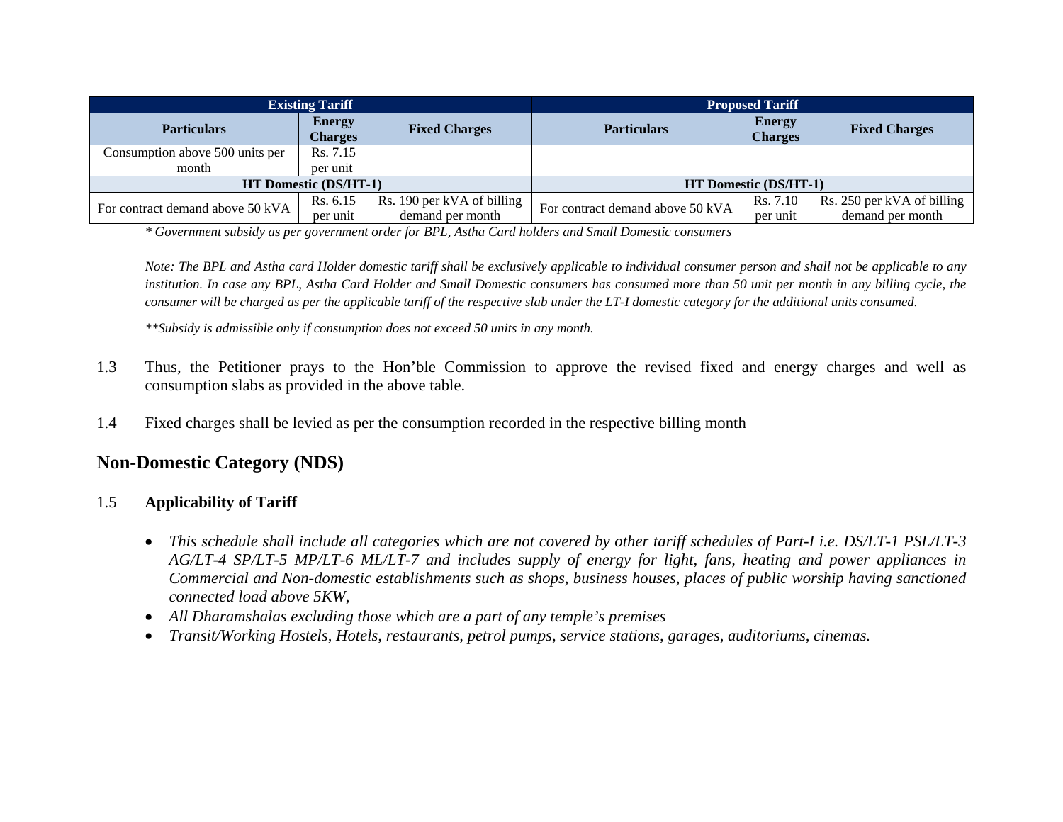| Existing Tariff | | | Proposed Tariff | | |
|---|---|---|---|---|---|
| **Particulars** | **Energy Charges** | **Fixed Charges** | **Particulars** | **Energy Charges** | **Fixed Charges** |
| Consumption above 500 units per month | Rs. 7.15 per unit | | | | |
| **HT Domestic (DS/HT-1)** | | | **HT Domestic (DS/HT-1)** | | |
| For contract demand above 50 kVA | Rs. 6.15 per unit | Rs. 190 per kVA of billing demand per month | For contract demand above 50 kVA | Rs. 7.10 per unit | Rs. 250 per kVA of billing demand per month |

*\* Government subsidy as per government order for BPL, Astha Card holders and Small Domestic consumers*

*Note: The BPL and Astha card Holder domestic tariff shall be exclusively applicable to individual consumer person and shall not be applicable to any institution. In case any BPL, Astha Card Holder and Small Domestic consumers has consumed more than 50 unit per month in any billing cycle, the consumer will be charged as per the applicable tariff of the respective slab under the LT-I domestic category for the additional units consumed.*

*\*\*Subsidy is admissible only if consumption does not exceed 50 units in any month.*

1.3 Thus, the Petitioner prays to the Hon'ble Commission to approve the revised fixed and energy charges and well as consumption slabs as provided in the above table.

1.4 Fixed charges shall be levied as per the consumption recorded in the respective billing month

## Non-Domestic Category (NDS)

1.5 **Applicability of Tariff**

- *This schedule shall include all categories which are not covered by other tariff schedules of Part-I i.e. DS/LT-1 PSL/LT-3 AG/LT-4 SP/LT-5 MP/LT-6 ML/LT-7 and includes supply of energy for light, fans, heating and power appliances in Commercial and Non-domestic establishments such as shops, business houses, places of public worship having sanctioned connected load above 5KW,*
- *All Dharamshalas excluding those which are a part of any temple's premises*
- *Transit/Working Hostels, Hotels, restaurants, petrol pumps, service stations, garages, auditoriums, cinemas.*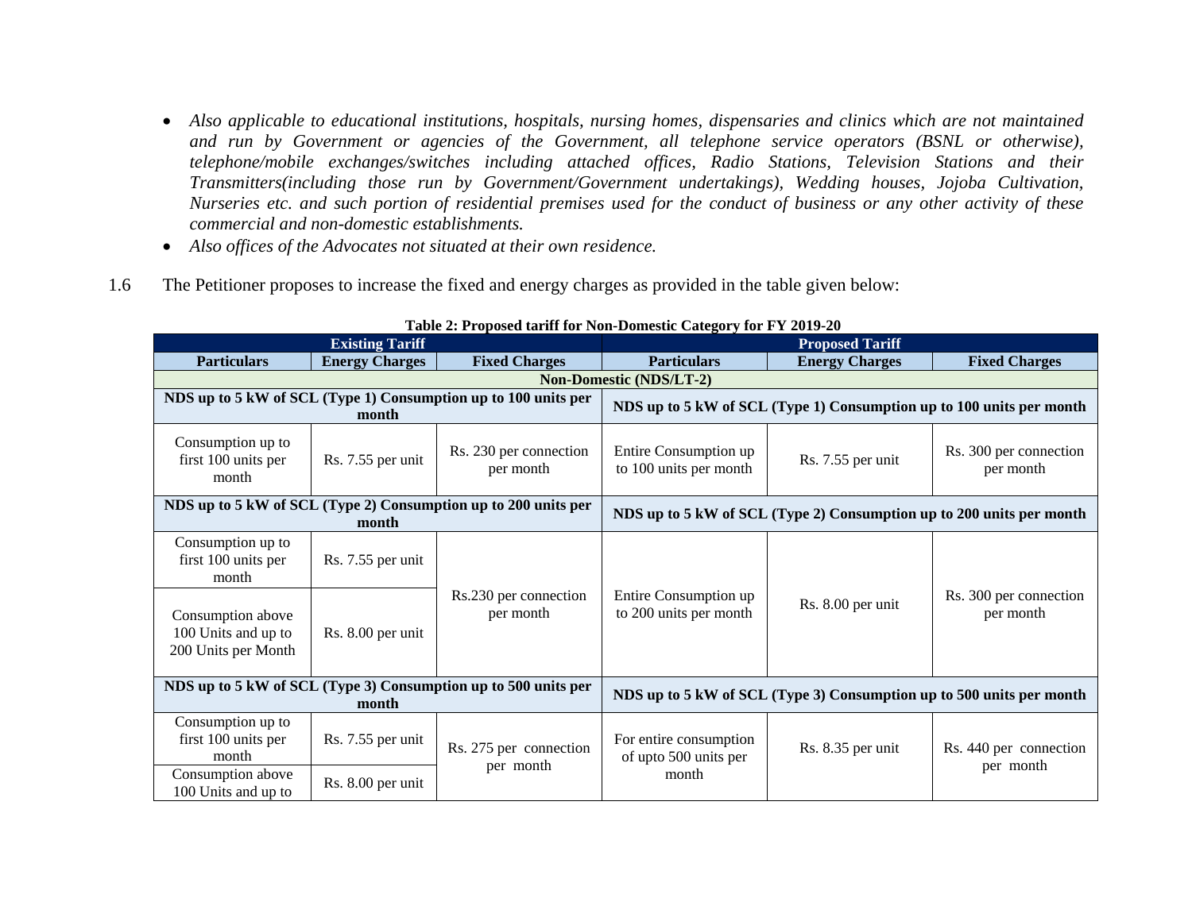- *Also applicable to educational institutions, hospitals, nursing homes, dispensaries and clinics which are not maintained and run by Government or agencies of the Government, all telephone service operators (BSNL or otherwise), telephone/mobile exchanges/switches including attached offices, Radio Stations, Television Stations and their Transmitters(including those run by Government/Government undertakings), Wedding houses, Jojoba Cultivation, Nurseries etc. and such portion of residential premises used for the conduct of business or any other activity of these commercial and non-domestic establishments.*
- *Also offices of the Advocates not situated at their own residence.*

1.6 The Petitioner proposes to increase the fixed and energy charges as provided in the table given below:

**Table 2: Proposed tariff for Non-Domestic Category for FY 2019-20**

| Existing Tariff | | | Proposed Tariff | | |
|---|---|---|---|---|---|
| **Particulars** | **Energy Charges** | **Fixed Charges** | **Particulars** | **Energy Charges** | **Fixed Charges** |
| **Non-Domestic (NDS/LT-2)** | | | | | |
| **NDS up to 5 kW of SCL (Type 1) Consumption up to 100 units per month** | | | **NDS up to 5 kW of SCL (Type 1) Consumption up to 100 units per month** | | |
| Consumption up to first 100 units per month | Rs. 7.55 per unit | Rs. 230 per connection per month | Entire Consumption up to 100 units per month | Rs. 7.55 per unit | Rs. 300 per connection per month |
| **NDS up to 5 kW of SCL (Type 2) Consumption up to 200 units per month** | | | **NDS up to 5 kW of SCL (Type 2) Consumption up to 200 units per month** | | |
| Consumption up to first 100 units per month | Rs. 7.55 per unit | Rs.230 per connection per month | Entire Consumption up to 200 units per month | Rs. 8.00 per unit | Rs. 300 per connection per month |
| Consumption above 100 Units and up to 200 Units per Month | Rs. 8.00 per unit | | | | |
| **NDS up to 5 kW of SCL (Type 3) Consumption up to 500 units per month** | | | **NDS up to 5 kW of SCL (Type 3) Consumption up to 500 units per month** | | |
| Consumption up to first 100 units per month | Rs. 7.55 per unit | Rs. 275 per connection per month | For entire consumption of upto 500 units per month | Rs. 8.35 per unit | Rs. 440 per connection per month |
| Consumption above 100 Units and up to | Rs. 8.00 per unit | | | | |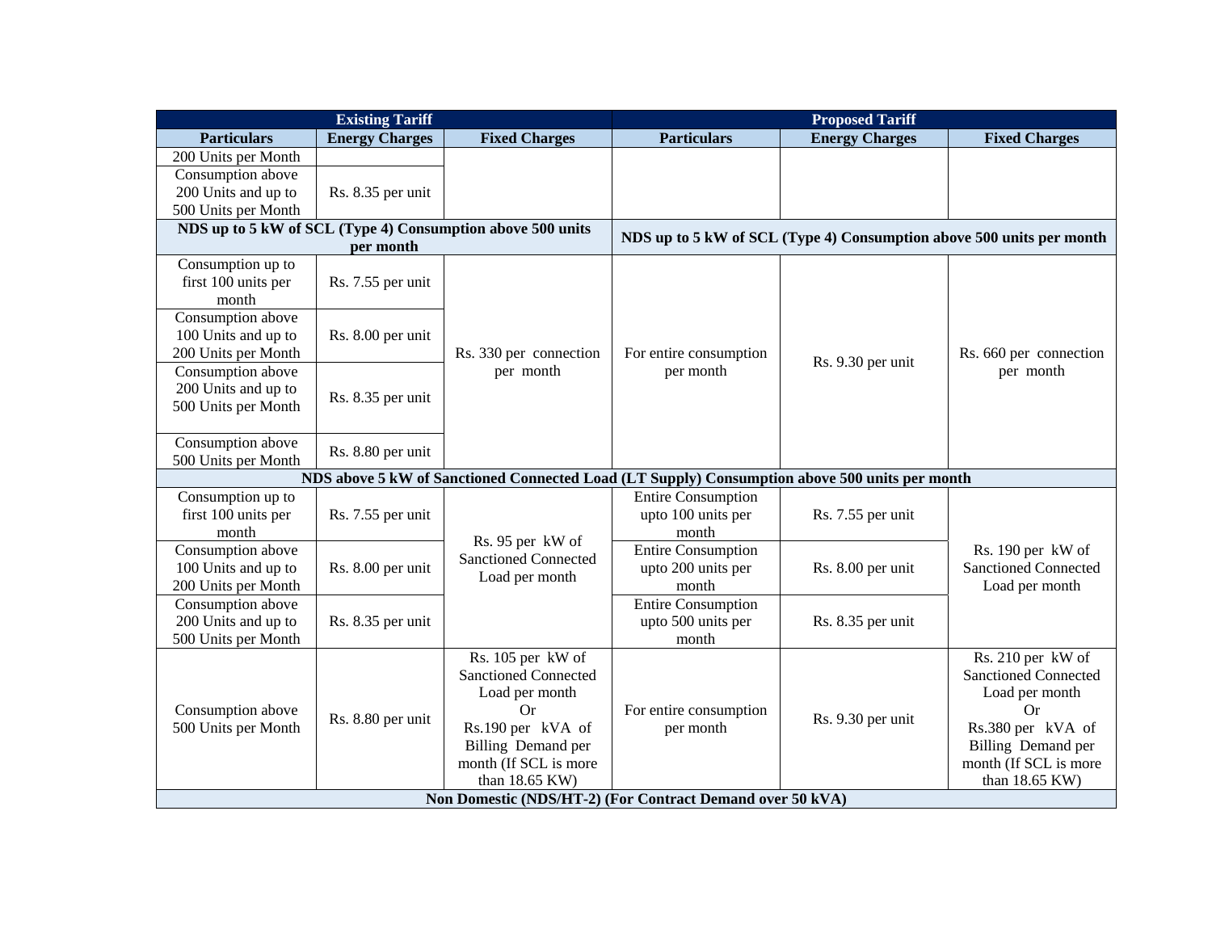| Existing Tariff | | | Proposed Tariff | | |
|---|---|---|---|---|---|
| **Particulars** | **Energy Charges** | **Fixed Charges** | **Particulars** | **Energy Charges** | **Fixed Charges** |
| 200 Units per Month | | | | | |
| Consumption above 200 Units and up to 500 Units per Month | Rs. 8.35 per unit | | | | |
| **NDS up to 5 kW of SCL (Type 4) Consumption above 500 units per month** | | | **NDS up to 5 kW of SCL (Type 4) Consumption above 500 units per month** | | |
| Consumption up to first 100 units per month | Rs. 7.55 per unit | Rs. 330 per connection per month | For entire consumption per month | Rs. 9.30 per unit | Rs. 660 per connection per month |
| Consumption above 100 Units and up to 200 Units per Month | Rs. 8.00 per unit | | | | |
| Consumption above 200 Units and up to 500 Units per Month | Rs. 8.35 per unit | | | | |
| Consumption above 500 Units per Month | Rs. 8.80 per unit | | | | |
| **NDS above 5 kW of Sanctioned Connected Load (LT Supply) Consumption above 500 units per month** | | | | | |
| Consumption up to first 100 units per month | Rs. 7.55 per unit | Rs. 95 per kW of Sanctioned Connected Load per month | Entire Consumption upto 100 units per month | Rs. 7.55 per unit | Rs. 190 per kW of Sanctioned Connected Load per month |
| Consumption above 100 Units and up to 200 Units per Month | Rs. 8.00 per unit | | Entire Consumption upto 200 units per month | Rs. 8.00 per unit | |
| Consumption above 200 Units and up to 500 Units per Month | Rs. 8.35 per unit | | Entire Consumption upto 500 units per month | Rs. 8.35 per unit | |
| Consumption above 500 Units per Month | Rs. 8.80 per unit | Rs. 105 per kW of Sanctioned Connected Load per month Or Rs.190 per kVA of Billing Demand per month (If SCL is more than 18.65 KW) | For entire consumption per month | Rs. 9.30 per unit | Rs. 210 per kW of Sanctioned Connected Load per month Or Rs.380 per kVA of Billing Demand per month (If SCL is more than 18.65 KW) |
| **Non Domestic (NDS/HT-2) (For Contract Demand over 50 kVA)** | | | | | |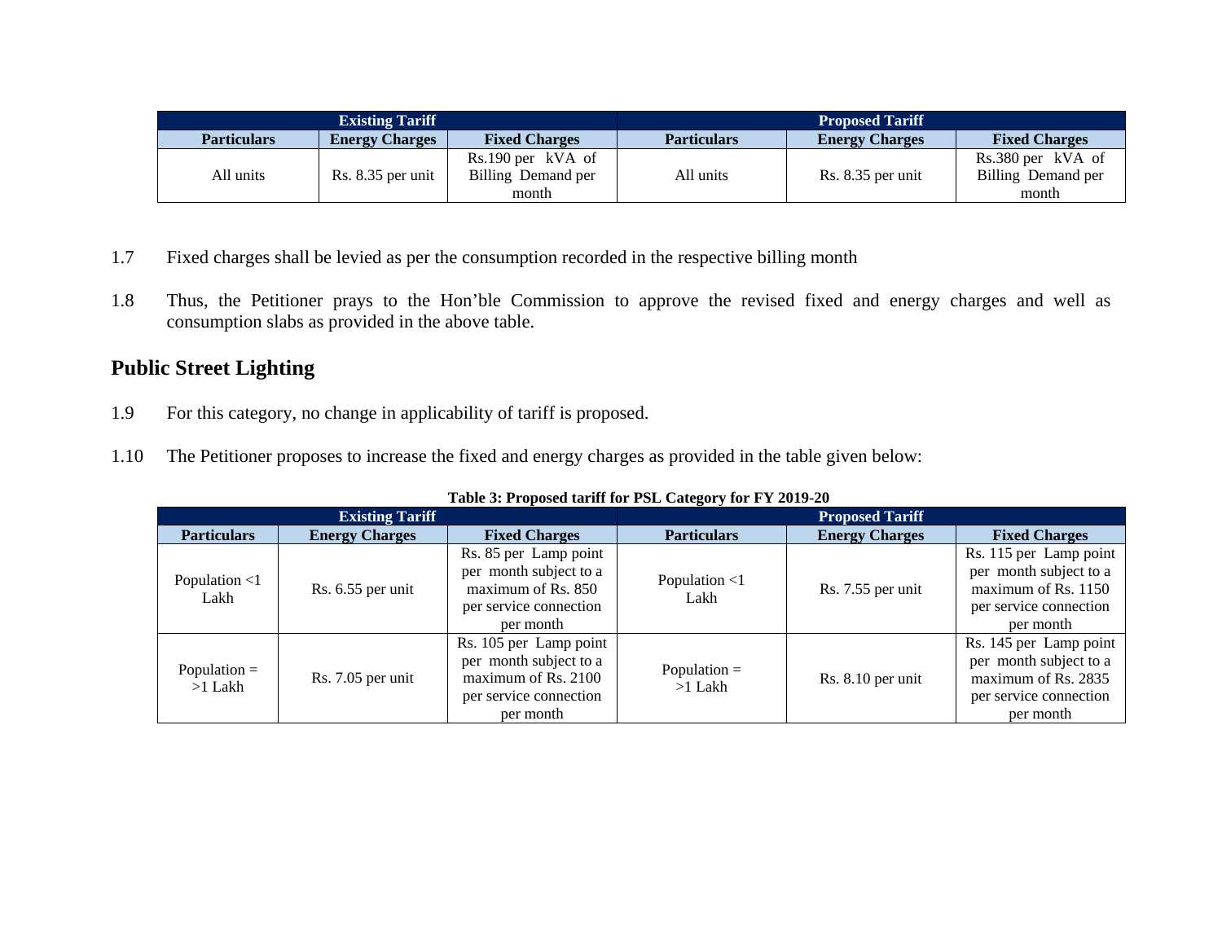| Existing Tariff | | | Proposed Tariff | | |
|---|---|---|---|---|---|
| **Particulars** | **Energy Charges** | **Fixed Charges** | **Particulars** | **Energy Charges** | **Fixed Charges** |
| All units | Rs. 8.35 per unit | Rs.190 per kVA of Billing Demand per month | All units | Rs. 8.35 per unit | Rs.380 per kVA of Billing Demand per month |

1.7 Fixed charges shall be levied as per the consumption recorded in the respective billing month

1.8 Thus, the Petitioner prays to the Hon'ble Commission to approve the revised fixed and energy charges and well as consumption slabs as provided in the above table.

## Public Street Lighting

1.9 For this category, no change in applicability of tariff is proposed.

1.10 The Petitioner proposes to increase the fixed and energy charges as provided in the table given below:

**Table 3: Proposed tariff for PSL Category for FY 2019-20**

| Existing Tariff | | | Proposed Tariff | | |
|---|---|---|---|---|---|
| **Particulars** | **Energy Charges** | **Fixed Charges** | **Particulars** | **Energy Charges** | **Fixed Charges** |
| Population <1 Lakh | Rs. 6.55 per unit | Rs. 85 per Lamp point per month subject to a maximum of Rs. 850 per service connection per month | Population <1 Lakh | Rs. 7.55 per unit | Rs. 115 per Lamp point per month subject to a maximum of Rs. 1150 per service connection per month |
| Population = >1 Lakh | Rs. 7.05 per unit | Rs. 105 per Lamp point per month subject to a maximum of Rs. 2100 per service connection per month | Population = >1 Lakh | Rs. 8.10 per unit | Rs. 145 per Lamp point per month subject to a maximum of Rs. 2835 per service connection per month |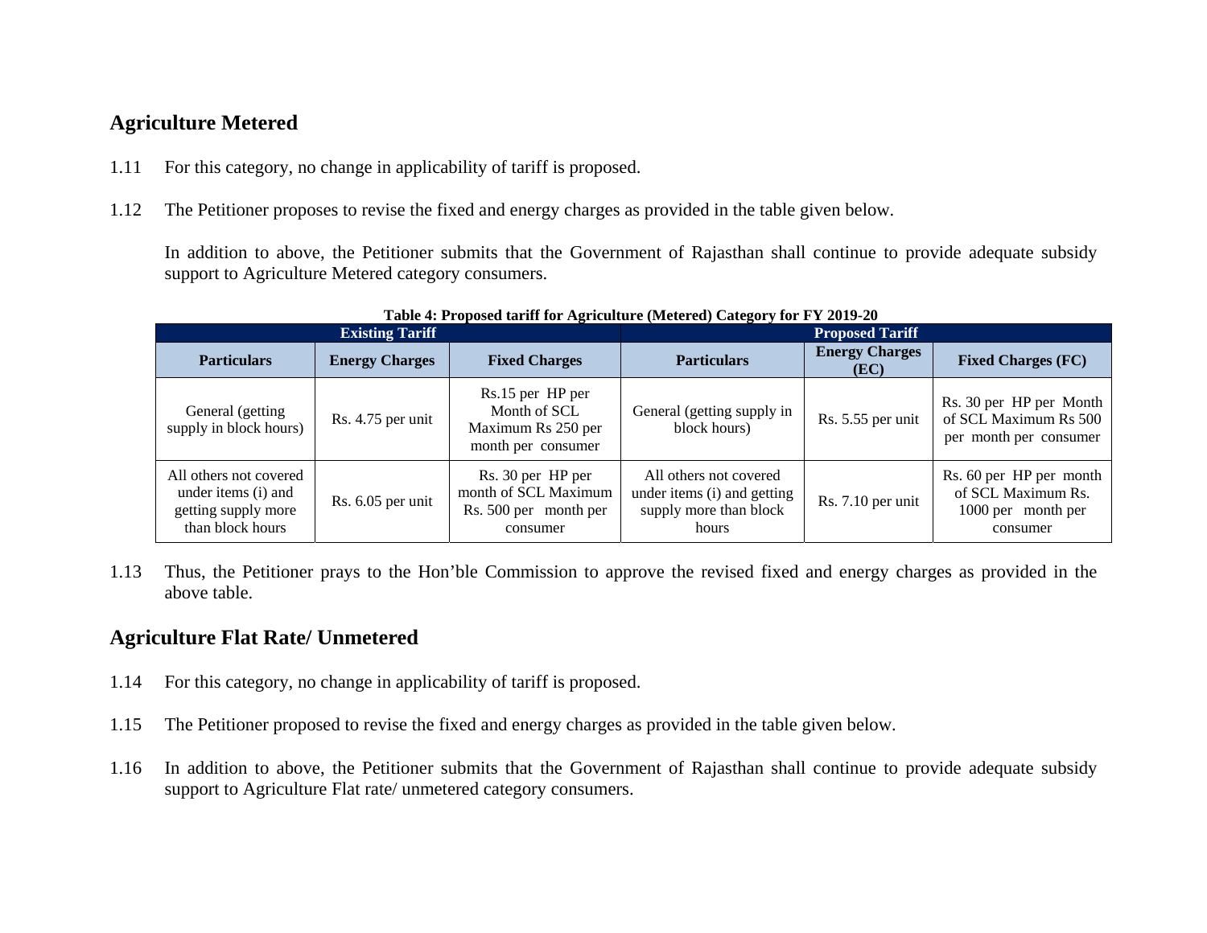## Agriculture Metered

1.11 For this category, no change in applicability of tariff is proposed.

1.12 The Petitioner proposes to revise the fixed and energy charges as provided in the table given below.

In addition to above, the Petitioner submits that the Government of Rajasthan shall continue to provide adequate subsidy support to Agriculture Metered category consumers.

**Table 4: Proposed tariff for Agriculture (Metered) Category for FY 2019-20**

| Existing Tariff | | | Proposed Tariff | | |
|---|---|---|---|---|---|
| **Particulars** | **Energy Charges** | **Fixed Charges** | **Particulars** | **Energy Charges (EC)** | **Fixed Charges (FC)** |
| General (getting supply in block hours) | Rs. 4.75 per unit | Rs.15 per HP per Month of SCL Maximum Rs 250 per month per consumer | General (getting supply in block hours) | Rs. 5.55 per unit | Rs. 30 per HP per Month of SCL Maximum Rs 500 per month per consumer |
| All others not covered under items (i) and getting supply more than block hours | Rs. 6.05 per unit | Rs. 30 per HP per month of SCL Maximum Rs. 500 per month per consumer | All others not covered under items (i) and getting supply more than block hours | Rs. 7.10 per unit | Rs. 60 per HP per month of SCL Maximum Rs. 1000 per month per consumer |

1.13 Thus, the Petitioner prays to the Hon'ble Commission to approve the revised fixed and energy charges as provided in the above table.

## Agriculture Flat Rate/ Unmetered

1.14 For this category, no change in applicability of tariff is proposed.

1.15 The Petitioner proposed to revise the fixed and energy charges as provided in the table given below.

1.16 In addition to above, the Petitioner submits that the Government of Rajasthan shall continue to provide adequate subsidy support to Agriculture Flat rate/ unmetered category consumers.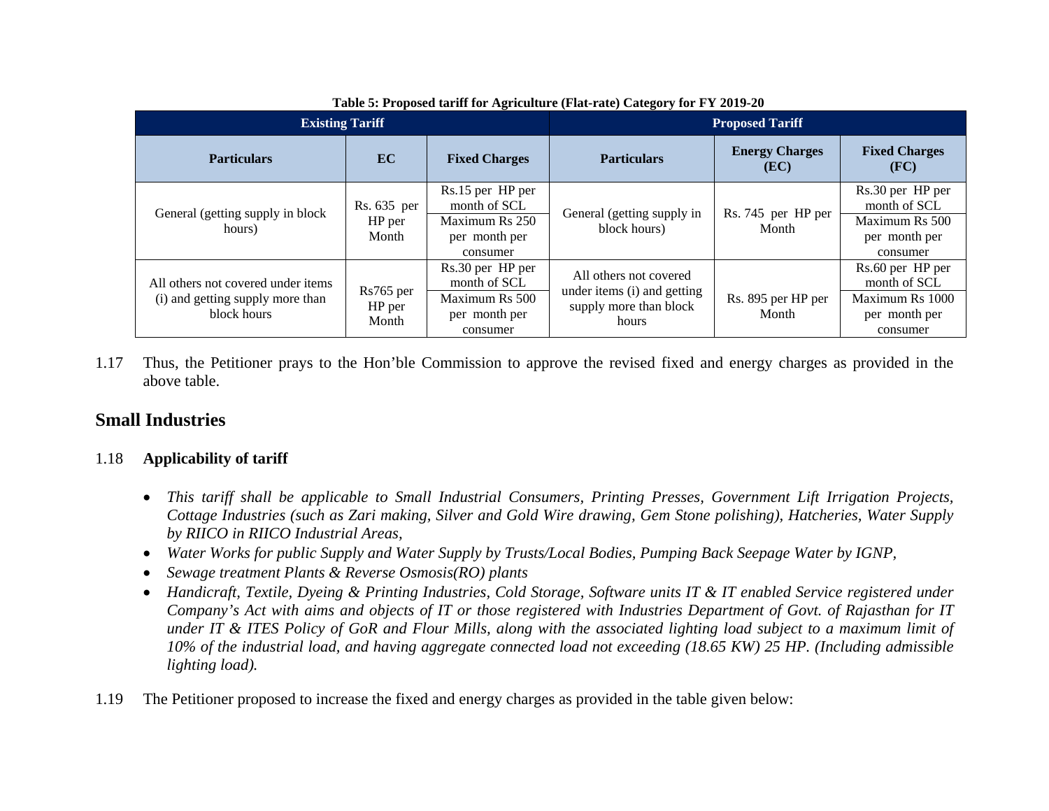**Table 5: Proposed tariff for Agriculture (Flat-rate) Category for FY 2019-20**

| Existing Tariff | | | Proposed Tariff | | |
|---|---|---|---|---|---|
| **Particulars** | **EC** | **Fixed Charges** | **Particulars** | **Energy Charges (EC)** | **Fixed Charges (FC)** |
| General (getting supply in block hours) | Rs. 635 per HP per Month | Rs.15 per HP per month of SCL | General (getting supply in block hours) | Rs. 745 per HP per Month | Rs.30 per HP per month of SCL |
| | | Maximum Rs 250 per month per consumer | | | Maximum Rs 500 per month per consumer |
| All others not covered under items (i) and getting supply more than block hours | Rs765 per HP per Month | Rs.30 per HP per month of SCL | All others not covered under items (i) and getting supply more than block hours | Rs. 895 per HP per Month | Rs.60 per HP per month of SCL |
| | | Maximum Rs 500 per month per consumer | | | Maximum Rs 1000 per month per consumer |

1.17 Thus, the Petitioner prays to the Hon'ble Commission to approve the revised fixed and energy charges as provided in the above table.

## Small Industries

1.18 **Applicability of tariff**

- *This tariff shall be applicable to Small Industrial Consumers, Printing Presses, Government Lift Irrigation Projects, Cottage Industries (such as Zari making, Silver and Gold Wire drawing, Gem Stone polishing), Hatcheries, Water Supply by RIICO in RIICO Industrial Areas,*
- *Water Works for public Supply and Water Supply by Trusts/Local Bodies, Pumping Back Seepage Water by IGNP,*
- *Sewage treatment Plants & Reverse Osmosis(RO) plants*
- *Handicraft, Textile, Dyeing & Printing Industries, Cold Storage, Software units IT & IT enabled Service registered under Company's Act with aims and objects of IT or those registered with Industries Department of Govt. of Rajasthan for IT under IT & ITES Policy of GoR and Flour Mills, along with the associated lighting load subject to a maximum limit of 10% of the industrial load, and having aggregate connected load not exceeding (18.65 KW) 25 HP. (Including admissible lighting load).*

1.19 The Petitioner proposed to increase the fixed and energy charges as provided in the table given below: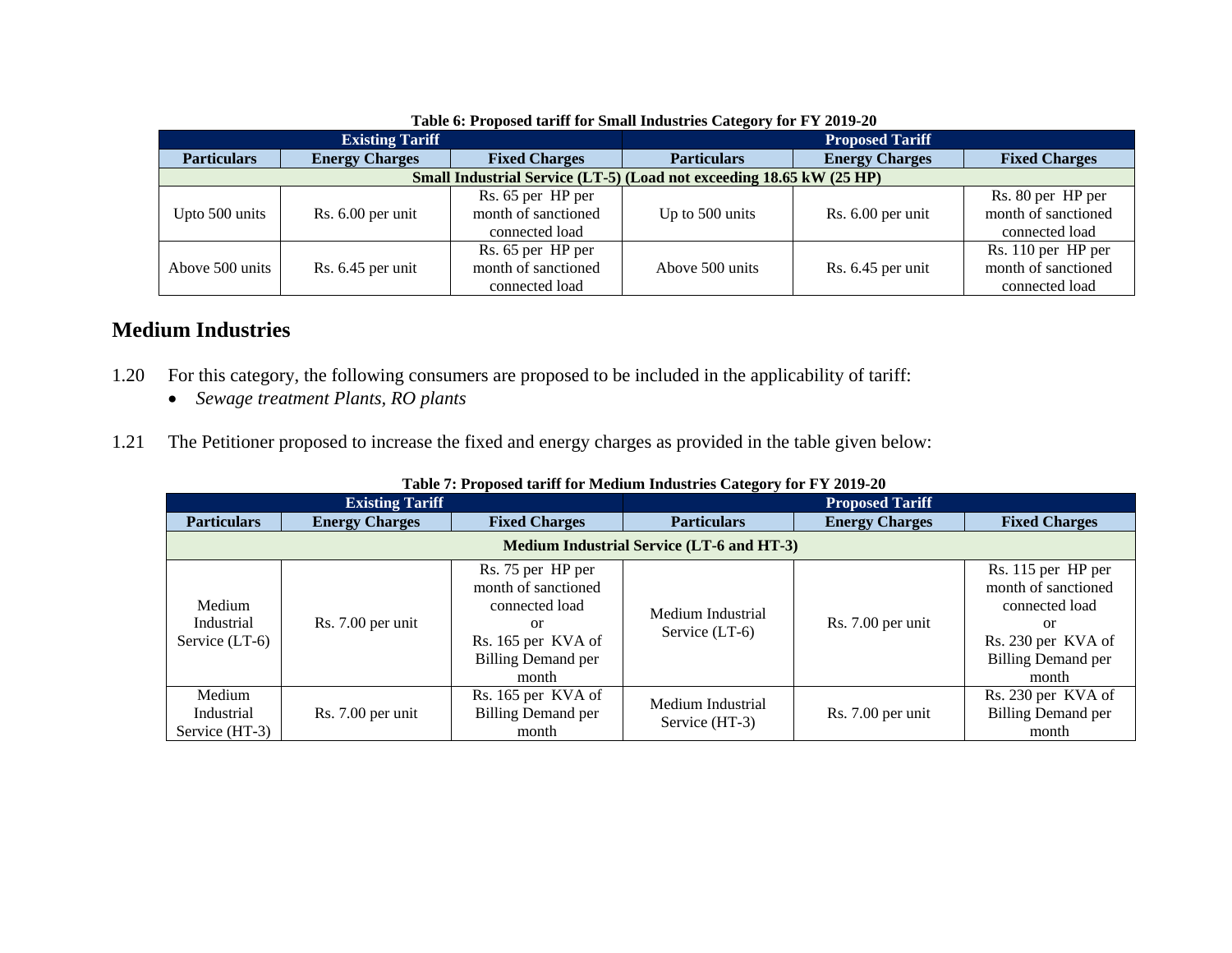**Table 6: Proposed tariff for Small Industries Category for FY 2019-20**

| Existing Tariff | | | Proposed Tariff | | |
|---|---|---|---|---|---|
| **Particulars** | **Energy Charges** | **Fixed Charges** | **Particulars** | **Energy Charges** | **Fixed Charges** |
| **Small Industrial Service (LT-5) (Load not exceeding 18.65 kW (25 HP)** | | | | | |
| Upto 500 units | Rs. 6.00 per unit | Rs. 65 per HP per month of sanctioned connected load | Up to 500 units | Rs. 6.00 per unit | Rs. 80 per HP per month of sanctioned connected load |
| Above 500 units | Rs. 6.45 per unit | Rs. 65 per HP per month of sanctioned connected load | Above 500 units | Rs. 6.45 per unit | Rs. 110 per HP per month of sanctioned connected load |

## Medium Industries

1.20 For this category, the following consumers are proposed to be included in the applicability of tariff:

- *Sewage treatment Plants, RO plants*

1.21 The Petitioner proposed to increase the fixed and energy charges as provided in the table given below:

**Table 7: Proposed tariff for Medium Industries Category for FY 2019-20**

| Existing Tariff | | | Proposed Tariff | | |
|---|---|---|---|---|---|
| **Particulars** | **Energy Charges** | **Fixed Charges** | **Particulars** | **Energy Charges** | **Fixed Charges** |
| **Medium Industrial Service (LT-6 and HT-3)** | | | | | |
| Medium Industrial Service (LT-6) | Rs. 7.00 per unit | Rs. 75 per HP per month of sanctioned connected load or Rs. 165 per KVA of Billing Demand per month | Medium Industrial Service (LT-6) | Rs. 7.00 per unit | Rs. 115 per HP per month of sanctioned connected load or Rs. 230 per KVA of Billing Demand per month |
| Medium Industrial Service (HT-3) | Rs. 7.00 per unit | Rs. 165 per KVA of Billing Demand per month | Medium Industrial Service (HT-3) | Rs. 7.00 per unit | Rs. 230 per KVA of Billing Demand per month |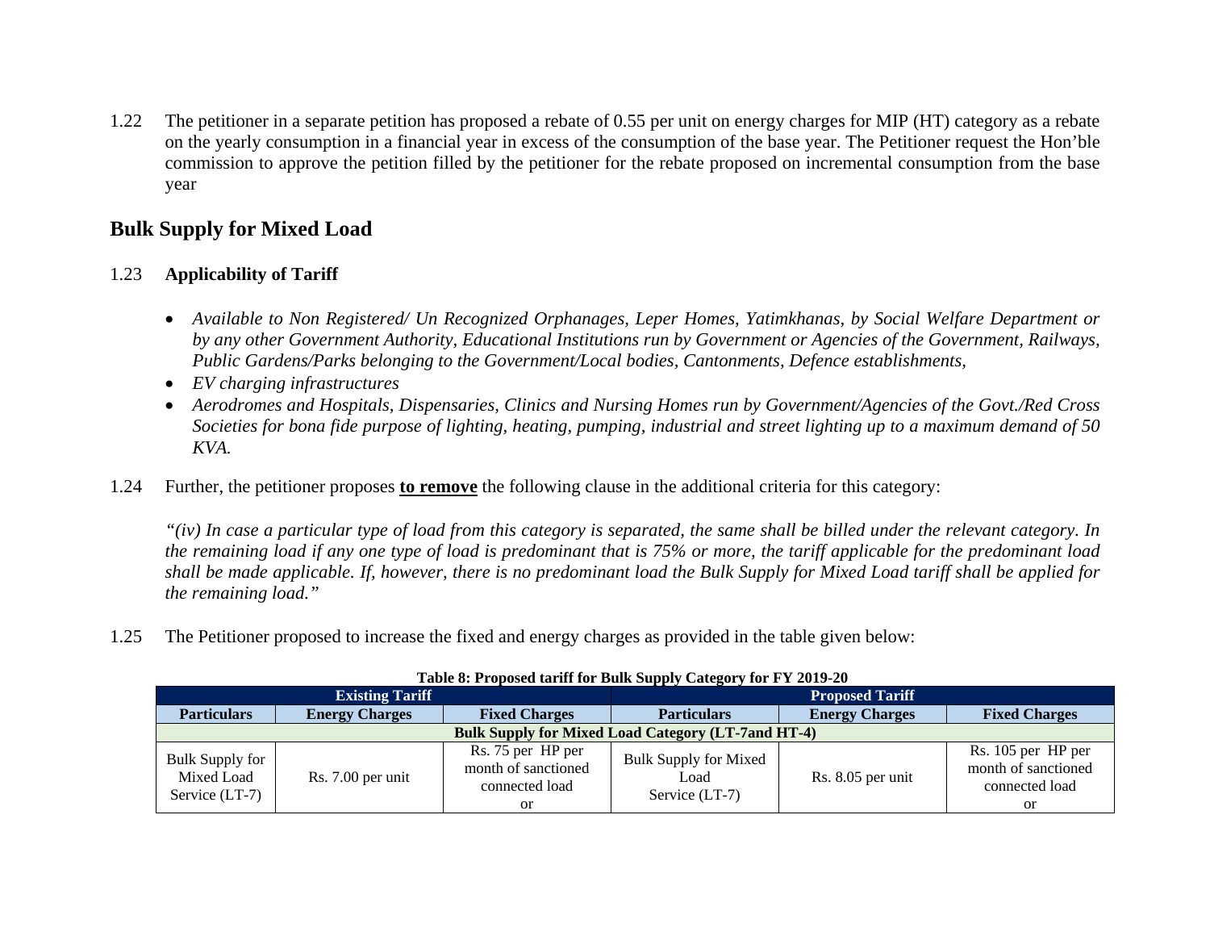1.22 The petitioner in a separate petition has proposed a rebate of 0.55 per unit on energy charges for MIP (HT) category as a rebate on the yearly consumption in a financial year in excess of the consumption of the base year. The Petitioner request the Hon'ble commission to approve the petition filled by the petitioner for the rebate proposed on incremental consumption from the base year

## Bulk Supply for Mixed Load

1.23 **Applicability of Tariff**

- *Available to Non Registered/ Un Recognized Orphanages, Leper Homes, Yatimkhanas, by Social Welfare Department or by any other Government Authority, Educational Institutions run by Government or Agencies of the Government, Railways, Public Gardens/Parks belonging to the Government/Local bodies, Cantonments, Defence establishments,*
- *EV charging infrastructures*
- *Aerodromes and Hospitals, Dispensaries, Clinics and Nursing Homes run by Government/Agencies of the Govt./Red Cross Societies for bona fide purpose of lighting, heating, pumping, industrial and street lighting up to a maximum demand of 50 KVA.*

1.24 Further, the petitioner proposes **to remove** the following clause in the additional criteria for this category:

*"(iv) In case a particular type of load from this category is separated, the same shall be billed under the relevant category. In the remaining load if any one type of load is predominant that is 75% or more, the tariff applicable for the predominant load shall be made applicable. If, however, there is no predominant load the Bulk Supply for Mixed Load tariff shall be applied for the remaining load."*

1.25 The Petitioner proposed to increase the fixed and energy charges as provided in the table given below:

**Table 8: Proposed tariff for Bulk Supply Category for FY 2019-20**

| Existing Tariff | | | Proposed Tariff | | |
|---|---|---|---|---|---|
| **Particulars** | **Energy Charges** | **Fixed Charges** | **Particulars** | **Energy Charges** | **Fixed Charges** |
| **Bulk Supply for Mixed Load Category (LT-7and HT-4)** | | | | | |
| Bulk Supply for Mixed Load Service (LT-7) | Rs. 7.00 per unit | Rs. 75 per HP per month of sanctioned connected load or | Bulk Supply for Mixed Load Service (LT-7) | Rs. 8.05 per unit | Rs. 105 per HP per month of sanctioned connected load or |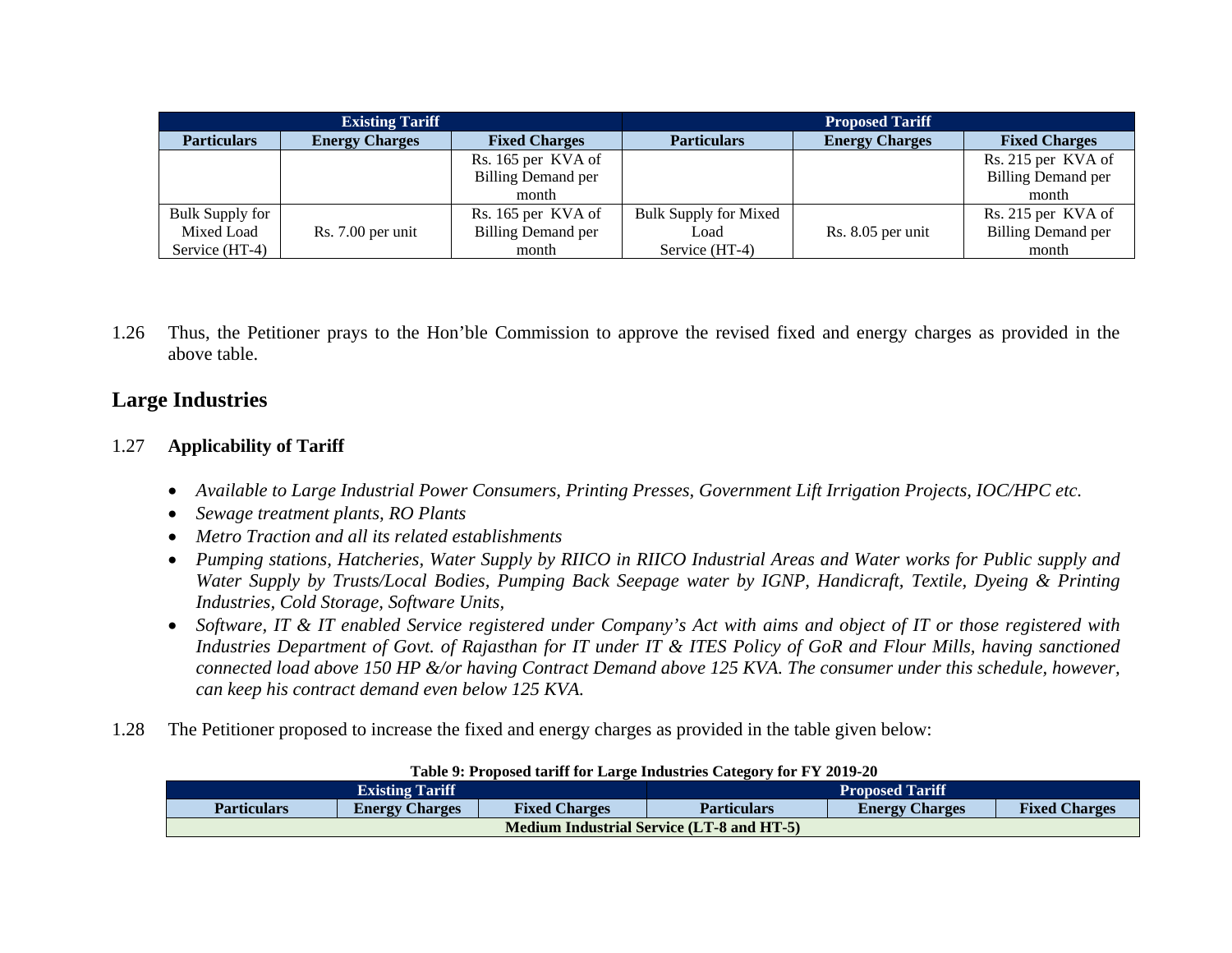| Existing Tariff | | | Proposed Tariff | | |
|---|---|---|---|---|---|
| Particulars | Energy Charges | Fixed Charges | Particulars | Energy Charges | Fixed Charges |
| | | Rs. 165 per KVA of Billing Demand per month | | | Rs. 215 per KVA of Billing Demand per month |
| Bulk Supply for Mixed Load Service (HT-4) | Rs. 7.00 per unit | Rs. 165 per KVA of Billing Demand per month | Bulk Supply for Mixed Load Service (HT-4) | Rs. 8.05 per unit | Rs. 215 per KVA of Billing Demand per month |

1.26 Thus, the Petitioner prays to the Hon'ble Commission to approve the revised fixed and energy charges as provided in the above table.

## Large Industries

1.27 **Applicability of Tariff**

- *Available to Large Industrial Power Consumers, Printing Presses, Government Lift Irrigation Projects, IOC/HPC etc.*
- *Sewage treatment plants, RO Plants*
- *Metro Traction and all its related establishments*
- *Pumping stations, Hatcheries, Water Supply by RIICO in RIICO Industrial Areas and Water works for Public supply and Water Supply by Trusts/Local Bodies, Pumping Back Seepage water by IGNP, Handicraft, Textile, Dyeing & Printing Industries, Cold Storage, Software Units,*
- *Software, IT & IT enabled Service registered under Company's Act with aims and object of IT or those registered with Industries Department of Govt. of Rajasthan for IT under IT & ITES Policy of GoR and Flour Mills, having sanctioned connected load above 150 HP &/or having Contract Demand above 125 KVA. The consumer under this schedule, however, can keep his contract demand even below 125 KVA.*

1.28 The Petitioner proposed to increase the fixed and energy charges as provided in the table given below:

**Table 9: Proposed tariff for Large Industries Category for FY 2019-20**

| Existing Tariff | | | Proposed Tariff | | |
|---|---|---|---|---|---|
| Particulars | Energy Charges | Fixed Charges | Particulars | Energy Charges | Fixed Charges |
| Medium Industrial Service (LT-8 and HT-5) | | | | | |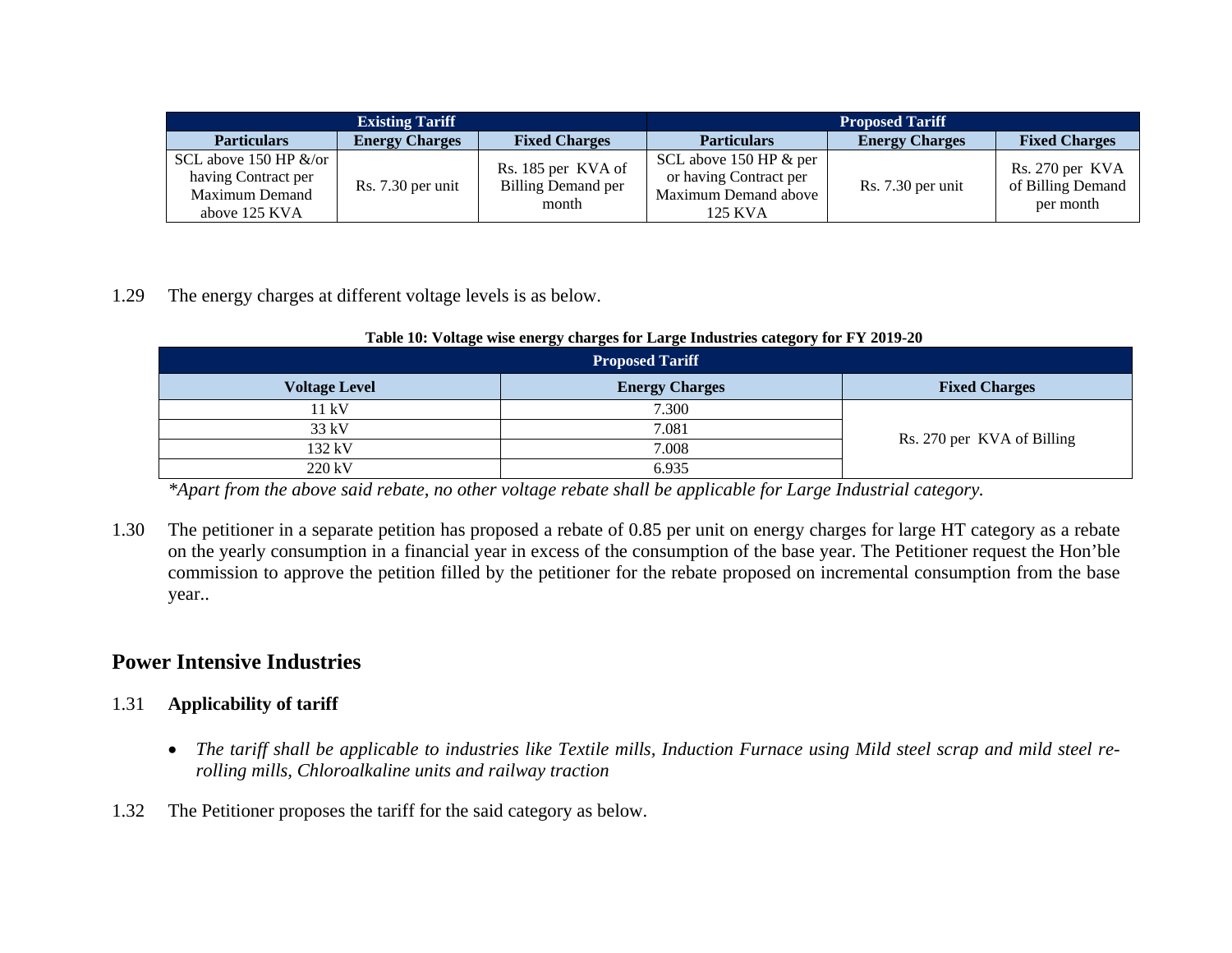| Existing Tariff | | | Proposed Tariff | | |
|---|---|---|---|---|---|
| **Particulars** | **Energy Charges** | **Fixed Charges** | **Particulars** | **Energy Charges** | **Fixed Charges** |
| SCL above 150 HP &/or having Contract per Maximum Demand above 125 KVA | Rs. 7.30 per unit | Rs. 185 per KVA of Billing Demand per month | SCL above 150 HP & per or having Contract per Maximum Demand above 125 KVA | Rs. 7.30 per unit | Rs. 270 per KVA of Billing Demand per month |

1.29 The energy charges at different voltage levels is as below.

**Table 10: Voltage wise energy charges for Large Industries category for FY 2019-20**

| Proposed Tariff | | |
|---|---|---|
| **Voltage Level** | **Energy Charges** | **Fixed Charges** |
| 11 kV | 7.300 | Rs. 270 per KVA of Billing |
| 33 kV | 7.081 | |
| 132 kV | 7.008 | |
| 220 kV | 6.935 | |

*\*Apart from the above said rebate, no other voltage rebate shall be applicable for Large Industrial category.*

1.30 The petitioner in a separate petition has proposed a rebate of 0.85 per unit on energy charges for large HT category as a rebate on the yearly consumption in a financial year in excess of the consumption of the base year. The Petitioner request the Hon'ble commission to approve the petition filled by the petitioner for the rebate proposed on incremental consumption from the base year..

## Power Intensive Industries

1.31 **Applicability of tariff**

- *The tariff shall be applicable to industries like Textile mills, Induction Furnace using Mild steel scrap and mild steel re-rolling mills, Chloroalkaline units and railway traction*

1.32 The Petitioner proposes the tariff for the said category as below.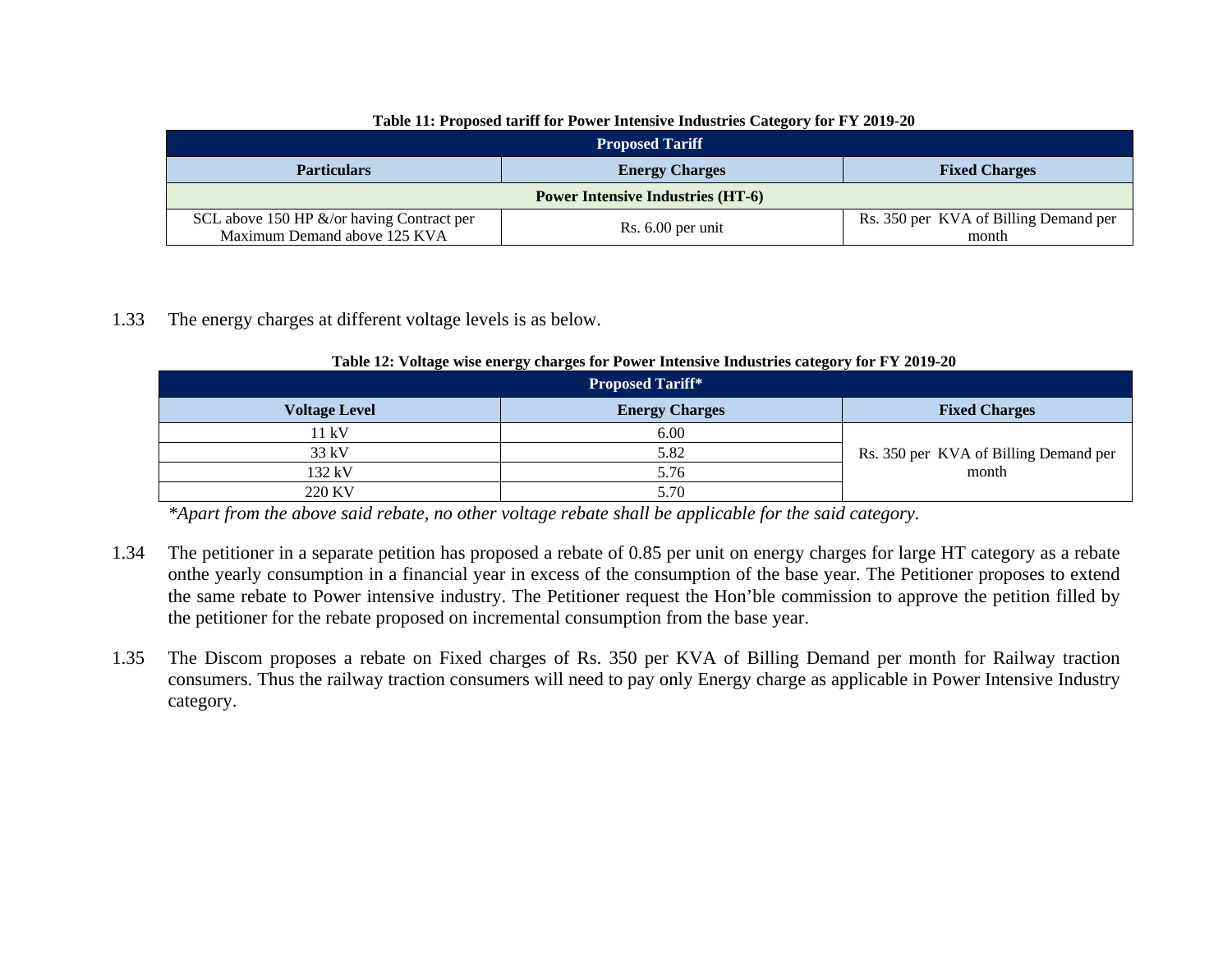**Table 11: Proposed tariff for Power Intensive Industries Category for FY 2019-20**

| Proposed Tariff | | |
|---|---|---|
| **Particulars** | **Energy Charges** | **Fixed Charges** |
| **Power Intensive Industries (HT-6)** | | |
| SCL above 150 HP &/or having Contract per Maximum Demand above 125 KVA | Rs. 6.00 per unit | Rs. 350 per KVA of Billing Demand per month |

1.33 The energy charges at different voltage levels is as below.

**Table 12: Voltage wise energy charges for Power Intensive Industries category for FY 2019-20**

| Proposed Tariff* | | |
|---|---|---|
| **Voltage Level** | **Energy Charges** | **Fixed Charges** |
| 11 kV | 6.00 | Rs. 350 per KVA of Billing Demand per month |
| 33 kV | 5.82 | |
| 132 kV | 5.76 | |
| 220 KV | 5.70 | |

*\*Apart from the above said rebate, no other voltage rebate shall be applicable for the said category.*

1.34 The petitioner in a separate petition has proposed a rebate of 0.85 per unit on energy charges for large HT category as a rebate onthe yearly consumption in a financial year in excess of the consumption of the base year. The Petitioner proposes to extend the same rebate to Power intensive industry. The Petitioner request the Hon'ble commission to approve the petition filled by the petitioner for the rebate proposed on incremental consumption from the base year.

1.35 The Discom proposes a rebate on Fixed charges of Rs. 350 per KVA of Billing Demand per month for Railway traction consumers. Thus the railway traction consumers will need to pay only Energy charge as applicable in Power Intensive Industry category.